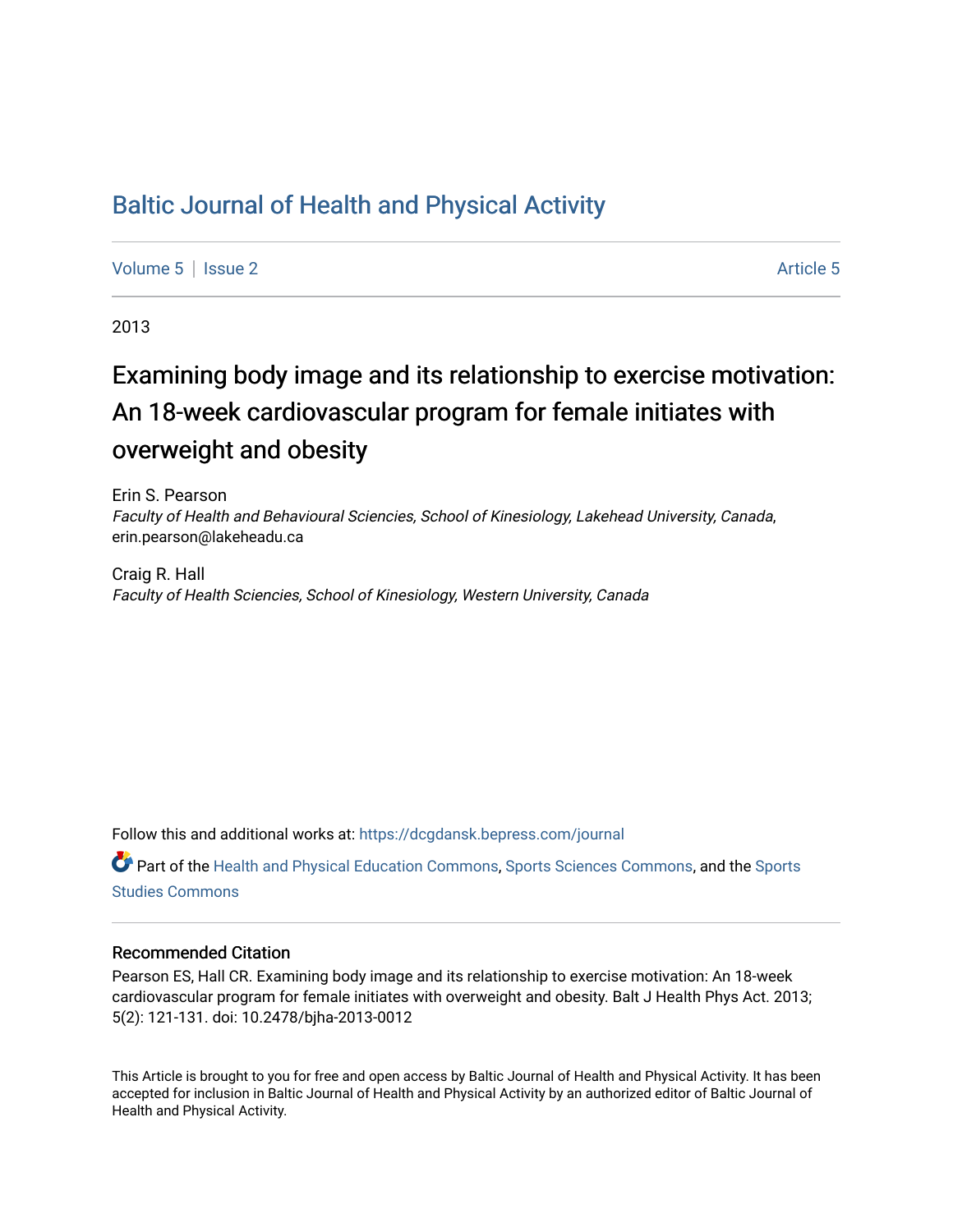# Baltic Journal of Health and Physical Activity

Volume 5 | Issue 2 Article 5

2013

## Examining body image and its relationship to exercise motivation: An 18-week cardiovascular program for female initiates with overweight and obesity

Erin S. Pearson
*Faculty of Health and Behavioural Sciencies, School of Kinesiology, Lakehead University, Canada*, erin.pearson@lakeheadu.ca

Craig R. Hall
*Faculty of Health Sciencies, School of Kinesiology, Western University, Canada*

Follow this and additional works at: https://dcgdansk.bepress.com/journal

Part of the Health and Physical Education Commons, Sports Sciences Commons, and the Sports Studies Commons

### Recommended Citation

Pearson ES, Hall CR. Examining body image and its relationship to exercise motivation: An 18-week cardiovascular program for female initiates with overweight and obesity. Balt J Health Phys Act. 2013; 5(2): 121-131. doi: 10.2478/bjha-2013-0012

This Article is brought to you for free and open access by Baltic Journal of Health and Physical Activity. It has been accepted for inclusion in Baltic Journal of Health and Physical Activity by an authorized editor of Baltic Journal of Health and Physical Activity.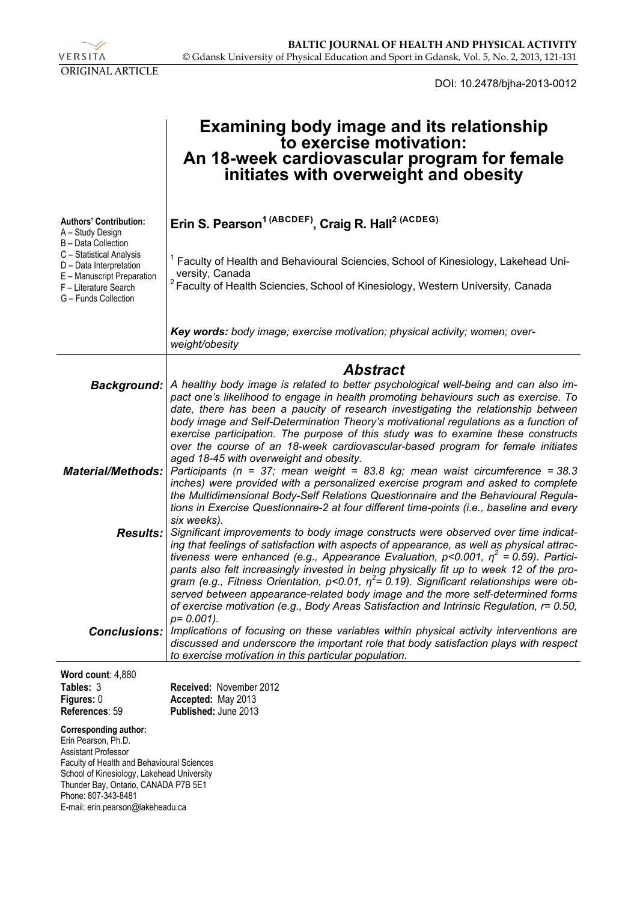ORIGINAL ARTICLE

DOI: 10.2478/bjha-2013-0012

# Examining body image and its relationship to exercise motivation: An 18-week cardiovascular program for female initiates with overweight and obesity

**Authors' Contribution:**
A – Study Design
B – Data Collection
C – Statistical Analysis
D – Data Interpretation
E – Manuscript Preparation
F – Literature Search
G – Funds Collection

**Erin S. Pearson[1] (ABCDEF), Craig R. Hall[2] (ACDEG)**

[1] Faculty of Health and Behavioural Sciencies, School of Kinesiology, Lakehead University, Canada
[2] Faculty of Health Sciencies, School of Kinesiology, Western University, Canada

***Key words:** body image; exercise motivation; physical activity; women; overweight/obesity*

## Abstract

***Background:*** *A healthy body image is related to better psychological well-being and can also impact one's likelihood to engage in health promoting behaviours such as exercise. To date, there has been a paucity of research investigating the relationship between body image and Self-Determination Theory's motivational regulations as a function of exercise participation. The purpose of this study was to examine these constructs over the course of an 18-week cardiovascular-based program for female initiates aged 18-45 with overweight and obesity.*

***Material/Methods:*** *Participants (n = 37; mean weight = 83.8 kg; mean waist circumference = 38.3 inches) were provided with a personalized exercise program and asked to complete the Multidimensional Body-Self Relations Questionnaire and the Behavioural Regulations in Exercise Questionnaire-2 at four different time-points (i.e., baseline and every six weeks).*

***Results:*** *Significant improvements to body image constructs were observed over time indicating that feelings of satisfaction with aspects of appearance, as well as physical attractiveness were enhanced (e.g., Appearance Evaluation, $p<0.001$, $\eta^2 = 0.59$). Participants also felt increasingly invested in being physically fit up to week 12 of the program (e.g., Fitness Orientation, $p<0.01$, $\eta^2 = 0.19$). Significant relationships were observed between appearance-related body image and the more self-determined forms of exercise motivation (e.g., Body Areas Satisfaction and Intrinsic Regulation, $r = 0.50$, $p = 0.001$).*

***Conclusions:*** *Implications of focusing on these variables within physical activity interventions are discussed and underscore the important role that body satisfaction plays with respect to exercise motivation in this particular population.*

**Word count**: 4,880
**Tables:** 3
**Figures:** 0
**References**: 59

**Received:** November 2012
**Accepted:** May 2013
**Published:** June 2013

**Corresponding author:**
Erin Pearson, Ph.D.
Assistant Professor
Faculty of Health and Behavioural Sciences
School of Kinesiology, Lakehead University
Thunder Bay, Ontario, CANADA P7B 5E1
Phone: 807-343-8481
E-mail: erin.pearson@lakeheadu.ca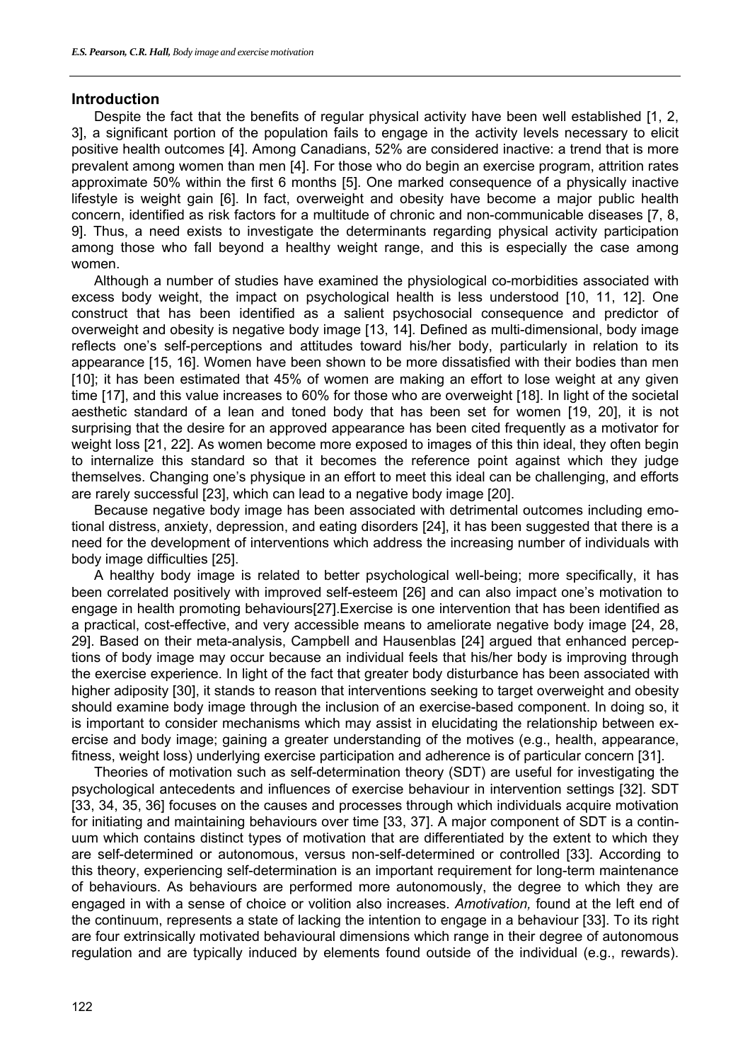## Introduction

Despite the fact that the benefits of regular physical activity have been well established [1, 2, 3], a significant portion of the population fails to engage in the activity levels necessary to elicit positive health outcomes [4]. Among Canadians, 52% are considered inactive: a trend that is more prevalent among women than men [4]. For those who do begin an exercise program, attrition rates approximate 50% within the first 6 months [5]. One marked consequence of a physically inactive lifestyle is weight gain [6]. In fact, overweight and obesity have become a major public health concern, identified as risk factors for a multitude of chronic and non-communicable diseases [7, 8, 9]. Thus, a need exists to investigate the determinants regarding physical activity participation among those who fall beyond a healthy weight range, and this is especially the case among women.

Although a number of studies have examined the physiological co-morbidities associated with excess body weight, the impact on psychological health is less understood [10, 11, 12]. One construct that has been identified as a salient psychosocial consequence and predictor of overweight and obesity is negative body image [13, 14]. Defined as multi-dimensional, body image reflects one's self-perceptions and attitudes toward his/her body, particularly in relation to its appearance [15, 16]. Women have been shown to be more dissatisfied with their bodies than men [10]; it has been estimated that 45% of women are making an effort to lose weight at any given time [17], and this value increases to 60% for those who are overweight [18]. In light of the societal aesthetic standard of a lean and toned body that has been set for women [19, 20], it is not surprising that the desire for an approved appearance has been cited frequently as a motivator for weight loss [21, 22]. As women become more exposed to images of this thin ideal, they often begin to internalize this standard so that it becomes the reference point against which they judge themselves. Changing one's physique in an effort to meet this ideal can be challenging, and efforts are rarely successful [23], which can lead to a negative body image [20].

Because negative body image has been associated with detrimental outcomes including emotional distress, anxiety, depression, and eating disorders [24], it has been suggested that there is a need for the development of interventions which address the increasing number of individuals with body image difficulties [25].

A healthy body image is related to better psychological well-being; more specifically, it has been correlated positively with improved self-esteem [26] and can also impact one's motivation to engage in health promoting behaviours[27].Exercise is one intervention that has been identified as a practical, cost-effective, and very accessible means to ameliorate negative body image [24, 28, 29]. Based on their meta-analysis, Campbell and Hausenblas [24] argued that enhanced perceptions of body image may occur because an individual feels that his/her body is improving through the exercise experience. In light of the fact that greater body disturbance has been associated with higher adiposity [30], it stands to reason that interventions seeking to target overweight and obesity should examine body image through the inclusion of an exercise-based component. In doing so, it is important to consider mechanisms which may assist in elucidating the relationship between exercise and body image; gaining a greater understanding of the motives (e.g., health, appearance, fitness, weight loss) underlying exercise participation and adherence is of particular concern [31].

Theories of motivation such as self-determination theory (SDT) are useful for investigating the psychological antecedents and influences of exercise behaviour in intervention settings [32]. SDT [33, 34, 35, 36] focuses on the causes and processes through which individuals acquire motivation for initiating and maintaining behaviours over time [33, 37]. A major component of SDT is a continuum which contains distinct types of motivation that are differentiated by the extent to which they are self-determined or autonomous, versus non-self-determined or controlled [33]. According to this theory, experiencing self-determination is an important requirement for long-term maintenance of behaviours. As behaviours are performed more autonomously, the degree to which they are engaged in with a sense of choice or volition also increases. *Amotivation,* found at the left end of the continuum, represents a state of lacking the intention to engage in a behaviour [33]. To its right are four extrinsically motivated behavioural dimensions which range in their degree of autonomous regulation and are typically induced by elements found outside of the individual (e.g., rewards).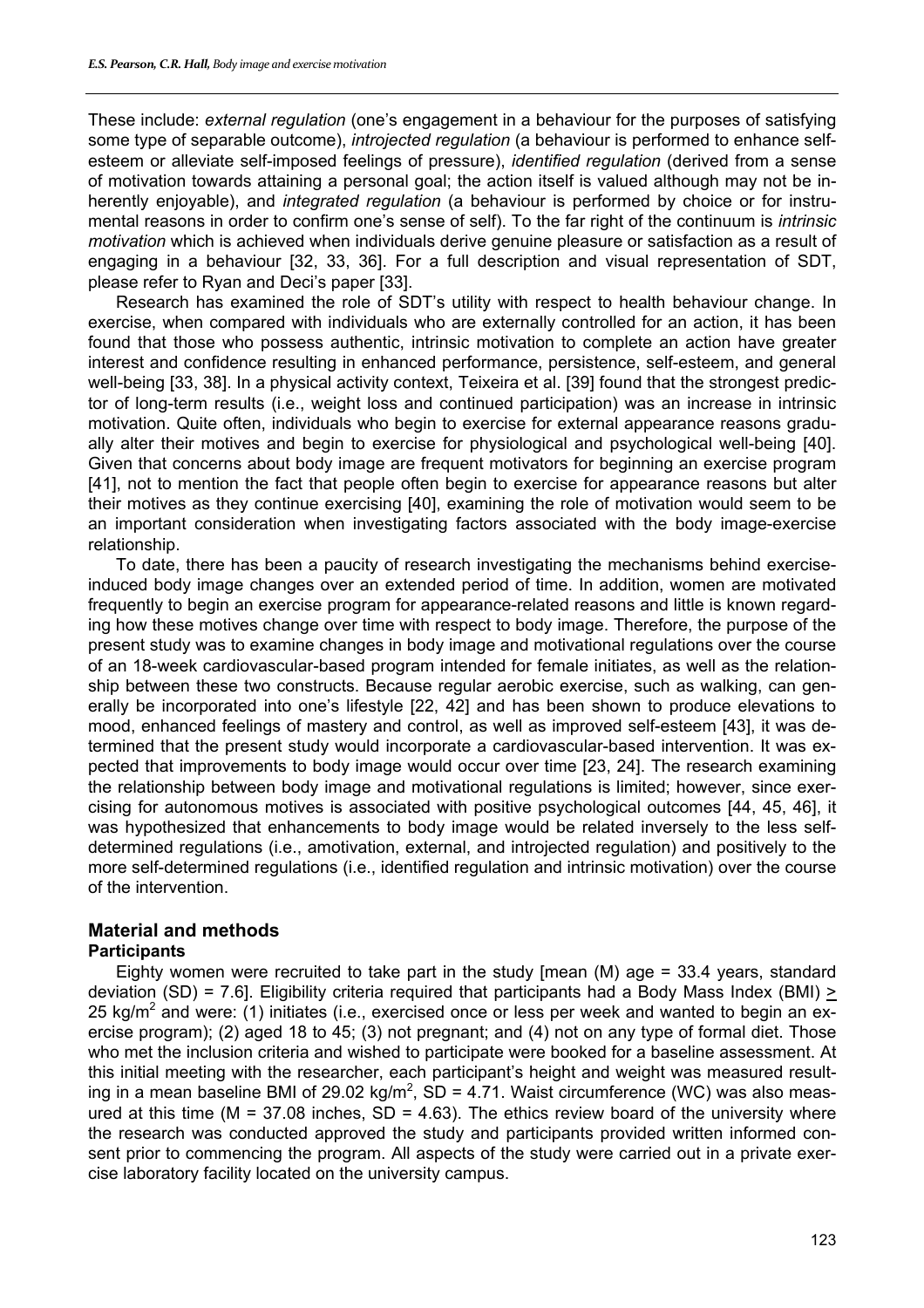These include: *external regulation* (one's engagement in a behaviour for the purposes of satisfying some type of separable outcome), *introjected regulation* (a behaviour is performed to enhance self-esteem or alleviate self-imposed feelings of pressure), *identified regulation* (derived from a sense of motivation towards attaining a personal goal; the action itself is valued although may not be inherently enjoyable), and *integrated regulation* (a behaviour is performed by choice or for instrumental reasons in order to confirm one's sense of self). To the far right of the continuum is *intrinsic motivation* which is achieved when individuals derive genuine pleasure or satisfaction as a result of engaging in a behaviour [32, 33, 36]. For a full description and visual representation of SDT, please refer to Ryan and Deci's paper [33].

Research has examined the role of SDT's utility with respect to health behaviour change. In exercise, when compared with individuals who are externally controlled for an action, it has been found that those who possess authentic, intrinsic motivation to complete an action have greater interest and confidence resulting in enhanced performance, persistence, self-esteem, and general well-being [33, 38]. In a physical activity context, Teixeira et al. [39] found that the strongest predictor of long-term results (i.e., weight loss and continued participation) was an increase in intrinsic motivation. Quite often, individuals who begin to exercise for external appearance reasons gradually alter their motives and begin to exercise for physiological and psychological well-being [40]. Given that concerns about body image are frequent motivators for beginning an exercise program [41], not to mention the fact that people often begin to exercise for appearance reasons but alter their motives as they continue exercising [40], examining the role of motivation would seem to be an important consideration when investigating factors associated with the body image-exercise relationship.

To date, there has been a paucity of research investigating the mechanisms behind exercise-induced body image changes over an extended period of time. In addition, women are motivated frequently to begin an exercise program for appearance-related reasons and little is known regarding how these motives change over time with respect to body image. Therefore, the purpose of the present study was to examine changes in body image and motivational regulations over the course of an 18-week cardiovascular-based program intended for female initiates, as well as the relationship between these two constructs. Because regular aerobic exercise, such as walking, can generally be incorporated into one's lifestyle [22, 42] and has been shown to produce elevations to mood, enhanced feelings of mastery and control, as well as improved self-esteem [43], it was determined that the present study would incorporate a cardiovascular-based intervention. It was expected that improvements to body image would occur over time [23, 24]. The research examining the relationship between body image and motivational regulations is limited; however, since exercising for autonomous motives is associated with positive psychological outcomes [44, 45, 46], it was hypothesized that enhancements to body image would be related inversely to the less self-determined regulations (i.e., amotivation, external, and introjected regulation) and positively to the more self-determined regulations (i.e., identified regulation and intrinsic motivation) over the course of the intervention.

## Material and methods

### Participants

Eighty women were recruited to take part in the study [mean (M) age = 33.4 years, standard deviation (SD) = 7.6]. Eligibility criteria required that participants had a Body Mass Index (BMI) $\geq$ 25 kg/m$^2$ and were: (1) initiates (i.e., exercised once or less per week and wanted to begin an exercise program); (2) aged 18 to 45; (3) not pregnant; and (4) not on any type of formal diet. Those who met the inclusion criteria and wished to participate were booked for a baseline assessment. At this initial meeting with the researcher, each participant's height and weight was measured resulting in a mean baseline BMI of 29.02 kg/m$^2$, SD = 4.71. Waist circumference (WC) was also measured at this time (M = 37.08 inches, SD = 4.63). The ethics review board of the university where the research was conducted approved the study and participants provided written informed consent prior to commencing the program. All aspects of the study were carried out in a private exercise laboratory facility located on the university campus.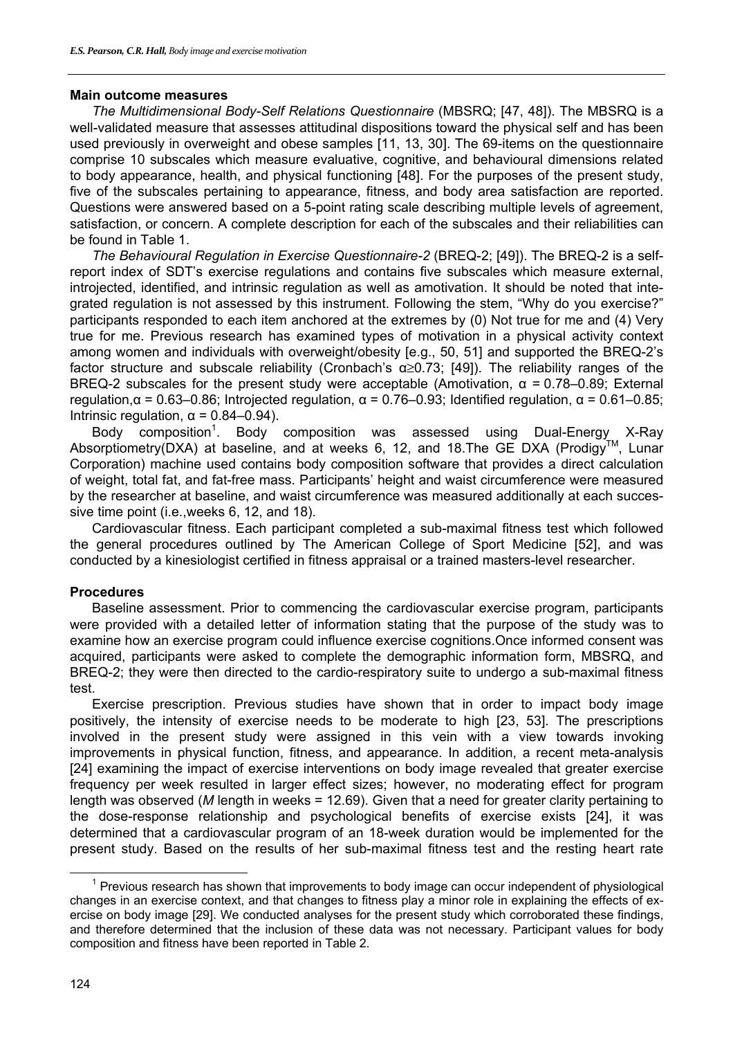### Main outcome measures

*The Multidimensional Body-Self Relations Questionnaire* (MBSRQ; [47, 48]). The MBSRQ is a well-validated measure that assesses attitudinal dispositions toward the physical self and has been used previously in overweight and obese samples [11, 13, 30]. The 69-items on the questionnaire comprise 10 subscales which measure evaluative, cognitive, and behavioural dimensions related to body appearance, health, and physical functioning [48]. For the purposes of the present study, five of the subscales pertaining to appearance, fitness, and body area satisfaction are reported. Questions were answered based on a 5-point rating scale describing multiple levels of agreement, satisfaction, or concern. A complete description for each of the subscales and their reliabilities can be found in Table 1.

*The Behavioural Regulation in Exercise Questionnaire-2* (BREQ-2; [49]). The BREQ-2 is a self-report index of SDT's exercise regulations and contains five subscales which measure external, introjected, identified, and intrinsic regulation as well as amotivation. It should be noted that integrated regulation is not assessed by this instrument. Following the stem, "Why do you exercise?" participants responded to each item anchored at the extremes by (0) Not true for me and (4) Very true for me. Previous research has examined types of motivation in a physical activity context among women and individuals with overweight/obesity [e.g., 50, 51] and supported the BREQ-2's factor structure and subscale reliability (Cronbach's $\alpha \geq 0.73$; [49]). The reliability ranges of the BREQ-2 subscales for the present study were acceptable (Amotivation, $\alpha$ = 0.78–0.89; External regulation, $\alpha$ = 0.63–0.86; Introjected regulation, $\alpha$ = 0.76–0.93; Identified regulation, $\alpha$ = 0.61–0.85; Intrinsic regulation, $\alpha$ = 0.84–0.94).

Body composition[1]. Body composition was assessed using Dual-Energy X-Ray Absorptiometry(DXA) at baseline, and at weeks 6, 12, and 18.The GE DXA (Prodigy™, Lunar Corporation) machine used contains body composition software that provides a direct calculation of weight, total fat, and fat-free mass. Participants' height and waist circumference were measured by the researcher at baseline, and waist circumference was measured additionally at each successive time point (i.e.,weeks 6, 12, and 18).

Cardiovascular fitness. Each participant completed a sub-maximal fitness test which followed the general procedures outlined by The American College of Sport Medicine [52], and was conducted by a kinesiologist certified in fitness appraisal or a trained masters-level researcher.

### Procedures

Baseline assessment. Prior to commencing the cardiovascular exercise program, participants were provided with a detailed letter of information stating that the purpose of the study was to examine how an exercise program could influence exercise cognitions.Once informed consent was acquired, participants were asked to complete the demographic information form, MBSRQ, and BREQ-2; they were then directed to the cardio-respiratory suite to undergo a sub-maximal fitness test.

Exercise prescription. Previous studies have shown that in order to impact body image positively, the intensity of exercise needs to be moderate to high [23, 53]. The prescriptions involved in the present study were assigned in this vein with a view towards invoking improvements in physical function, fitness, and appearance. In addition, a recent meta-analysis [24] examining the impact of exercise interventions on body image revealed that greater exercise frequency per week resulted in larger effect sizes; however, no moderating effect for program length was observed (*M* length in weeks = 12.69). Given that a need for greater clarity pertaining to the dose-response relationship and psychological benefits of exercise exists [24], it was determined that a cardiovascular program of an 18-week duration would be implemented for the present study. Based on the results of her sub-maximal fitness test and the resting heart rate

---

[1] Previous research has shown that improvements to body image can occur independent of physiological changes in an exercise context, and that changes to fitness play a minor role in explaining the effects of exercise on body image [29]. We conducted analyses for the present study which corroborated these findings, and therefore determined that the inclusion of these data was not necessary. Participant values for body composition and fitness have been reported in Table 2.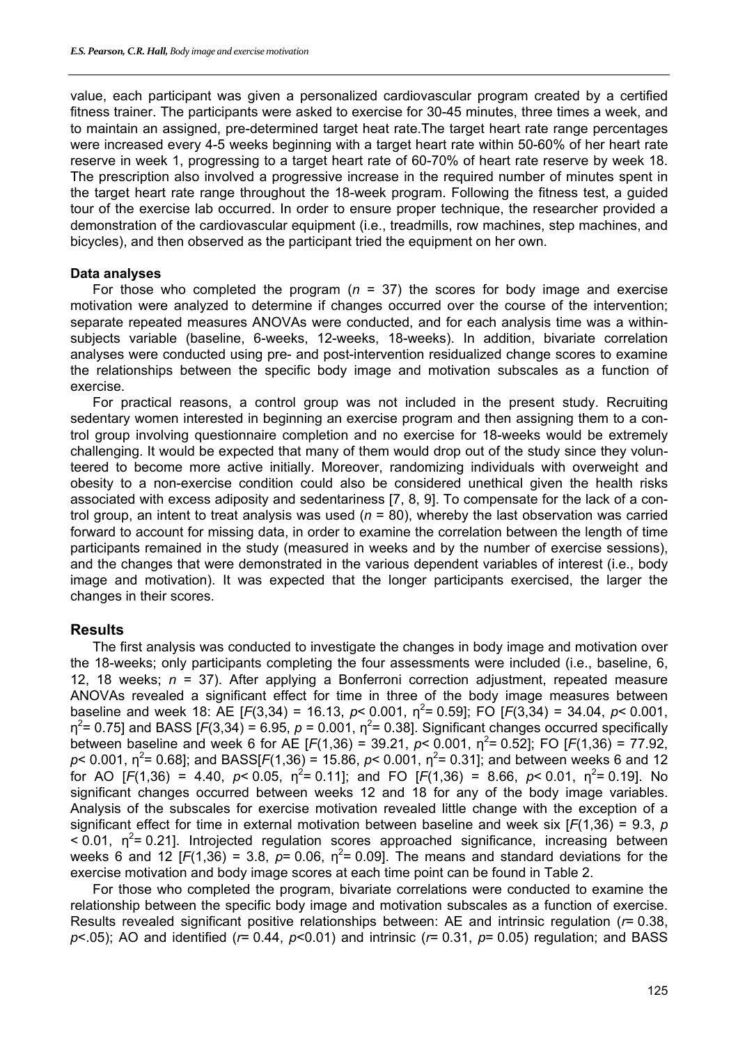value, each participant was given a personalized cardiovascular program created by a certified fitness trainer. The participants were asked to exercise for 30-45 minutes, three times a week, and to maintain an assigned, pre-determined target heat rate.The target heart rate range percentages were increased every 4-5 weeks beginning with a target heart rate within 50-60% of her heart rate reserve in week 1, progressing to a target heart rate of 60-70% of heart rate reserve by week 18. The prescription also involved a progressive increase in the required number of minutes spent in the target heart rate range throughout the 18-week program. Following the fitness test, a guided tour of the exercise lab occurred. In order to ensure proper technique, the researcher provided a demonstration of the cardiovascular equipment (i.e., treadmills, row machines, step machines, and bicycles), and then observed as the participant tried the equipment on her own.

**Data analyses**

For those who completed the program ($n$ = 37) the scores for body image and exercise motivation were analyzed to determine if changes occurred over the course of the intervention; separate repeated measures ANOVAs were conducted, and for each analysis time was a within-subjects variable (baseline, 6-weeks, 12-weeks, 18-weeks). In addition, bivariate correlation analyses were conducted using pre- and post-intervention residualized change scores to examine the relationships between the specific body image and motivation subscales as a function of exercise.

For practical reasons, a control group was not included in the present study. Recruiting sedentary women interested in beginning an exercise program and then assigning them to a control group involving questionnaire completion and no exercise for 18-weeks would be extremely challenging. It would be expected that many of them would drop out of the study since they volunteered to become more active initially. Moreover, randomizing individuals with overweight and obesity to a non-exercise condition could also be considered unethical given the health risks associated with excess adiposity and sedentariness [7, 8, 9]. To compensate for the lack of a control group, an intent to treat analysis was used ($n$ = 80), whereby the last observation was carried forward to account for missing data, in order to examine the correlation between the length of time participants remained in the study (measured in weeks and by the number of exercise sessions), and the changes that were demonstrated in the various dependent variables of interest (i.e., body image and motivation). It was expected that the longer participants exercised, the larger the changes in their scores.

## Results

The first analysis was conducted to investigate the changes in body image and motivation over the 18-weeks; only participants completing the four assessments were included (i.e., baseline, 6, 12, 18 weeks; $n$ = 37). After applying a Bonferroni correction adjustment, repeated measure ANOVAs revealed a significant effect for time in three of the body image measures between baseline and week 18: AE [$F(3,34) = 16.13$, $p < 0.001$, $\eta^2 = 0.59$]; FO [$F(3,34) = 34.04$, $p < 0.001$, $\eta^2 = 0.75$] and BASS [$F(3,34) = 6.95$, $p = 0.001$, $\eta^2 = 0.38$]. Significant changes occurred specifically between baseline and week 6 for AE [$F(1,36) = 39.21$, $p < 0.001$, $\eta^2 = 0.52$]; FO [$F(1,36) = 77.92$, $p < 0.001$, $\eta^2 = 0.68$]; and BASS[$F(1,36) = 15.86$, $p < 0.001$, $\eta^2 = 0.31$]; and between weeks 6 and 12 for AO [$F(1,36) = 4.40$, $p < 0.05$, $\eta^2 = 0.11$]; and FO [$F(1,36) = 8.66$, $p < 0.01$, $\eta^2 = 0.19$]. No significant changes occurred between weeks 12 and 18 for any of the body image variables. Analysis of the subscales for exercise motivation revealed little change with the exception of a significant effect for time in external motivation between baseline and week six [$F(1,36) = 9.3$, $p < 0.01$, $\eta^2 = 0.21$]. Introjected regulation scores approached significance, increasing between weeks 6 and 12 [$F(1,36) = 3.8$, $p = 0.06$, $\eta^2 = 0.09$]. The means and standard deviations for the exercise motivation and body image scores at each time point can be found in Table 2.

For those who completed the program, bivariate correlations were conducted to examine the relationship between the specific body image and motivation subscales as a function of exercise. Results revealed significant positive relationships between: AE and intrinsic regulation ($r = 0.38$, $p < .05$); AO and identified ($r = 0.44$, $p < 0.01$) and intrinsic ($r = 0.31$, $p = 0.05$) regulation; and BASS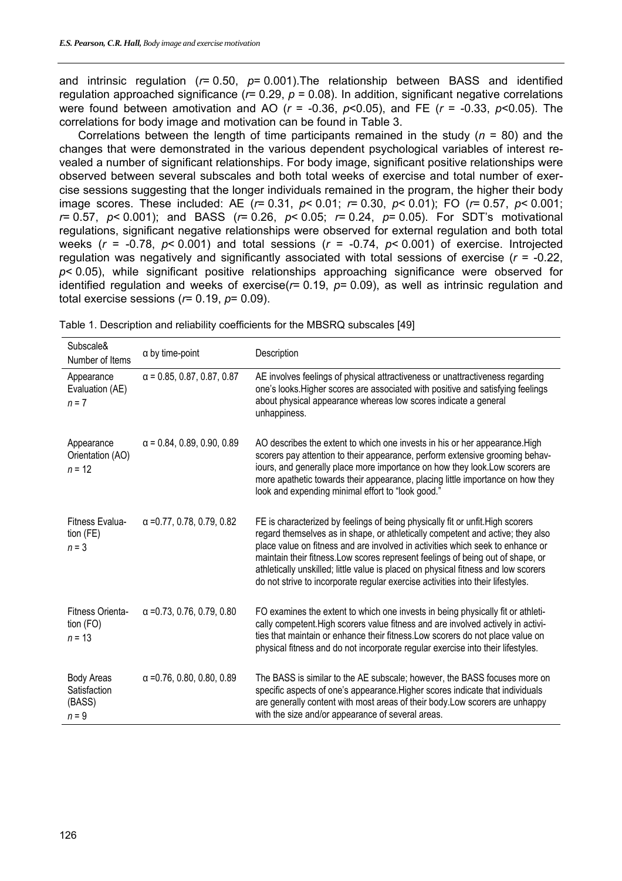and intrinsic regulation ($r$= 0.50, $p$= 0.001).The relationship between BASS and identified regulation approached significance ($r$= 0.29, $p$ = 0.08). In addition, significant negative correlations were found between amotivation and AO ($r$ = -0.36, $p$<0.05), and FE ($r$ = -0.33, $p$<0.05). The correlations for body image and motivation can be found in Table 3.

Correlations between the length of time participants remained in the study ($n$ = 80) and the changes that were demonstrated in the various dependent psychological variables of interest revealed a number of significant relationships. For body image, significant positive relationships were observed between several subscales and both total weeks of exercise and total number of exercise sessions suggesting that the longer individuals remained in the program, the higher their body image scores. These included: AE ($r$= 0.31, $p$< 0.01; $r$= 0.30, $p$< 0.01); FO ($r$= 0.57, $p$< 0.001; $r$= 0.57, $p$< 0.001); and BASS ($r$= 0.26, $p$< 0.05; $r$= 0.24, $p$= 0.05). For SDT's motivational regulations, significant negative relationships were observed for external regulation and both total weeks ($r$ = -0.78, $p$< 0.001) and total sessions ($r$ = -0.74, $p$< 0.001) of exercise. Introjected regulation was negatively and significantly associated with total sessions of exercise ($r$ = -0.22, $p$< 0.05), while significant positive relationships approaching significance were observed for identified regulation and weeks of exercise($r$= 0.19, $p$= 0.09), as well as intrinsic regulation and total exercise sessions ($r$= 0.19, $p$= 0.09).

Table 1. Description and reliability coefficients for the MBSRQ subscales [49]

| Subscale& Number of Items | α by time-point | Description |
|---|---|---|
| Appearance Evaluation (AE) $n$ = 7 | α = 0.85, 0.87, 0.87, 0.87 | AE involves feelings of physical attractiveness or unattractiveness regarding one's looks.Higher scores are associated with positive and satisfying feelings about physical appearance whereas low scores indicate a general unhappiness. |
| Appearance Orientation (AO) $n$ = 12 | α = 0.84, 0.89, 0.90, 0.89 | AO describes the extent to which one invests in his or her appearance.High scorers pay attention to their appearance, perform extensive grooming behaviours, and generally place more importance on how they look.Low scorers are more apathetic towards their appearance, placing little importance on how they look and expending minimal effort to "look good." |
| Fitness Evaluation (FE) $n$ = 3 | α =0.77, 0.78, 0.79, 0.82 | FE is characterized by feelings of being physically fit or unfit.High scorers regard themselves as in shape, or athletically competent and active; they also place value on fitness and are involved in activities which seek to enhance or maintain their fitness.Low scores represent feelings of being out of shape, or athletically unskilled; little value is placed on physical fitness and low scorers do not strive to incorporate regular exercise activities into their lifestyles. |
| Fitness Orientation (FO) $n$ = 13 | α =0.73, 0.76, 0.79, 0.80 | FO examines the extent to which one invests in being physically fit or athletically competent.High scorers value fitness and are involved actively in activities that maintain or enhance their fitness.Low scorers do not place value on physical fitness and do not incorporate regular exercise into their lifestyles. |
| Body Areas Satisfaction (BASS) $n$ = 9 | α =0.76, 0.80, 0.80, 0.89 | The BASS is similar to the AE subscale; however, the BASS focuses more on specific aspects of one's appearance.Higher scores indicate that individuals are generally content with most areas of their body.Low scorers are unhappy with the size and/or appearance of several areas. |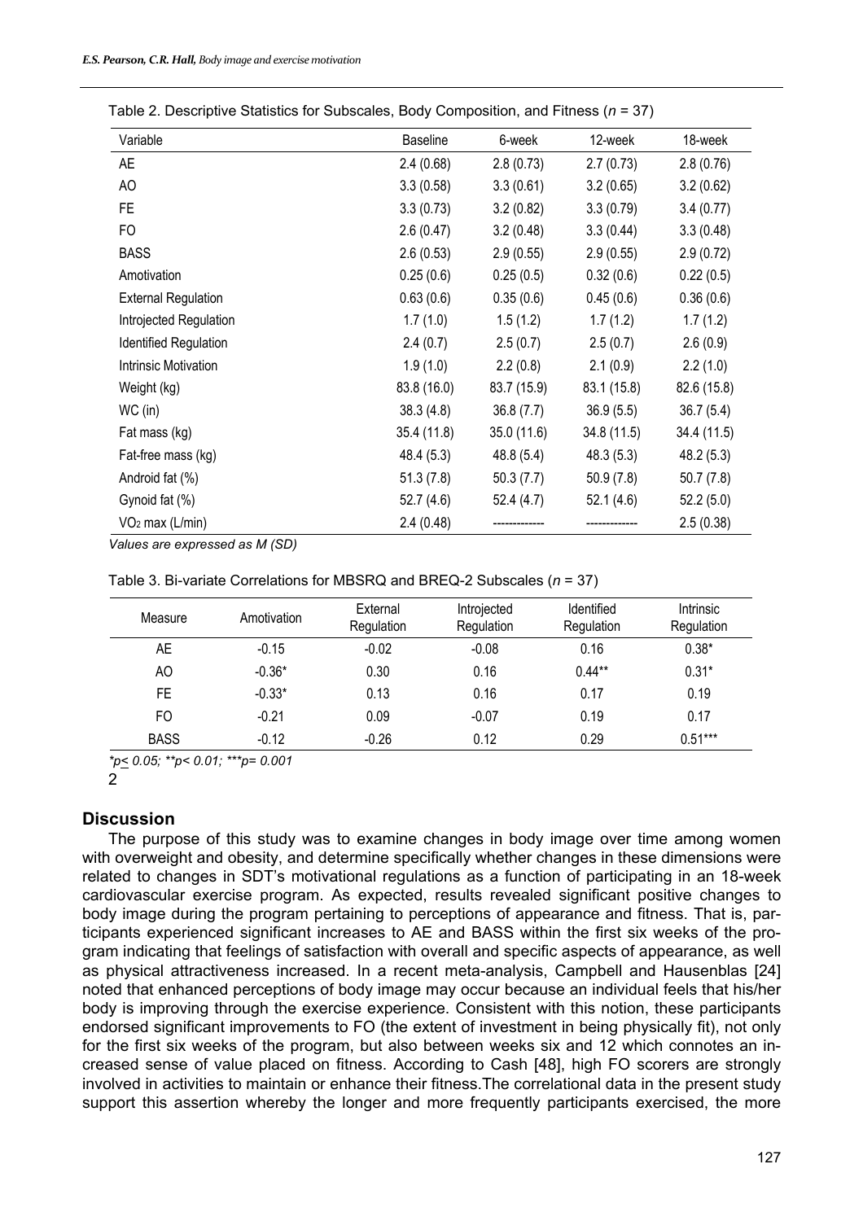Table 2. Descriptive Statistics for Subscales, Body Composition, and Fitness ($n$ = 37)

| Variable | Baseline | 6-week | 12-week | 18-week |
|---|---|---|---|---|
| AE | 2.4 (0.68) | 2.8 (0.73) | 2.7 (0.73) | 2.8 (0.76) |
| AO | 3.3 (0.58) | 3.3 (0.61) | 3.2 (0.65) | 3.2 (0.62) |
| FE | 3.3 (0.73) | 3.2 (0.82) | 3.3 (0.79) | 3.4 (0.77) |
| FO | 2.6 (0.47) | 3.2 (0.48) | 3.3 (0.44) | 3.3 (0.48) |
| BASS | 2.6 (0.53) | 2.9 (0.55) | 2.9 (0.55) | 2.9 (0.72) |
| Amotivation | 0.25 (0.6) | 0.25 (0.5) | 0.32 (0.6) | 0.22 (0.5) |
| External Regulation | 0.63 (0.6) | 0.35 (0.6) | 0.45 (0.6) | 0.36 (0.6) |
| Introjected Regulation | 1.7 (1.0) | 1.5 (1.2) | 1.7 (1.2) | 1.7 (1.2) |
| Identified Regulation | 2.4 (0.7) | 2.5 (0.7) | 2.5 (0.7) | 2.6 (0.9) |
| Intrinsic Motivation | 1.9 (1.0) | 2.2 (0.8) | 2.1 (0.9) | 2.2 (1.0) |
| Weight (kg) | 83.8 (16.0) | 83.7 (15.9) | 83.1 (15.8) | 82.6 (15.8) |
| WC (in) | 38.3 (4.8) | 36.8 (7.7) | 36.9 (5.5) | 36.7 (5.4) |
| Fat mass (kg) | 35.4 (11.8) | 35.0 (11.6) | 34.8 (11.5) | 34.4 (11.5) |
| Fat-free mass (kg) | 48.4 (5.3) | 48.8 (5.4) | 48.3 (5.3) | 48.2 (5.3) |
| Android fat (%) | 51.3 (7.8) | 50.3 (7.7) | 50.9 (7.8) | 50.7 (7.8) |
| Gynoid fat (%) | 52.7 (4.6) | 52.4 (4.7) | 52.1 (4.6) | 52.2 (5.0) |
| $VO_2$ max (L/min) | 2.4 (0.48) | ------------ | ------------ | 2.5 (0.38) |

*Values are expressed as M (SD)*

Table 3. Bi-variate Correlations for MBSRQ and BREQ-2 Subscales ($n$ = 37)

| Measure | Amotivation | External Regulation | Introjected Regulation | Identified Regulation | Intrinsic Regulation |
|---|---|---|---|---|---|
| AE | -0.15 | -0.02 | -0.08 | 0.16 | 0.38* |
| AO | -0.36* | 0.30 | 0.16 | 0.44** | 0.31* |
| FE | -0.33* | 0.13 | 0.16 | 0.17 | 0.19 |
| FO | -0.21 | 0.09 | -0.07 | 0.19 | 0.17 |
| BASS | -0.12 | -0.26 | 0.12 | 0.29 | 0.51*** |

*$p \leq 0.05$; $^{**}p < 0.01$; $^{***}p = 0.001$

2

## Discussion

The purpose of this study was to examine changes in body image over time among women with overweight and obesity, and determine specifically whether changes in these dimensions were related to changes in SDT's motivational regulations as a function of participating in an 18-week cardiovascular exercise program. As expected, results revealed significant positive changes to body image during the program pertaining to perceptions of appearance and fitness. That is, participants experienced significant increases to AE and BASS within the first six weeks of the program indicating that feelings of satisfaction with overall and specific aspects of appearance, as well as physical attractiveness increased. In a recent meta-analysis, Campbell and Hausenblas [24] noted that enhanced perceptions of body image may occur because an individual feels that his/her body is improving through the exercise experience. Consistent with this notion, these participants endorsed significant improvements to FO (the extent of investment in being physically fit), not only for the first six weeks of the program, but also between weeks six and 12 which connotes an increased sense of value placed on fitness. According to Cash [48], high FO scorers are strongly involved in activities to maintain or enhance their fitness.The correlational data in the present study support this assertion whereby the longer and more frequently participants exercised, the more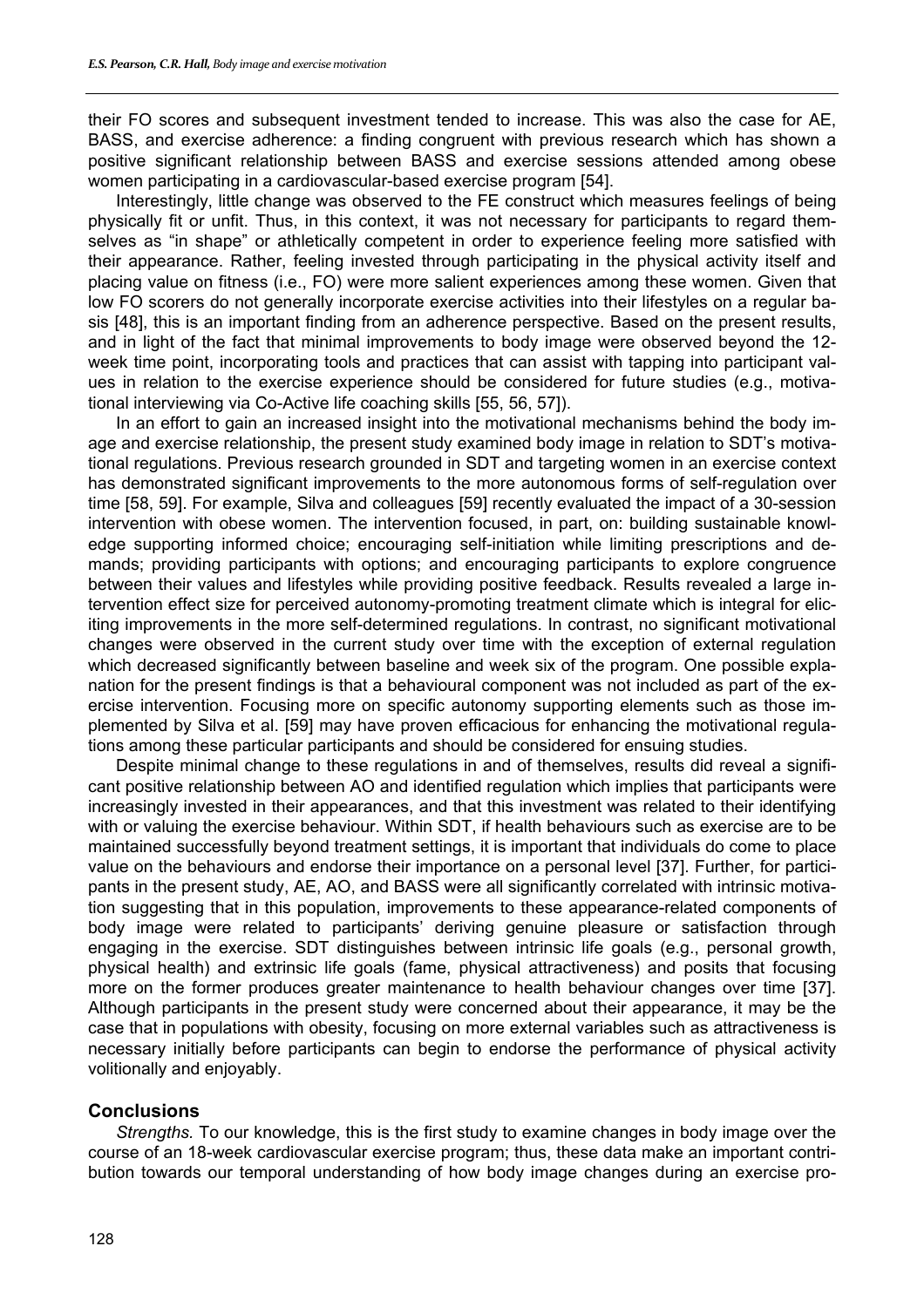their FO scores and subsequent investment tended to increase. This was also the case for AE, BASS, and exercise adherence: a finding congruent with previous research which has shown a positive significant relationship between BASS and exercise sessions attended among obese women participating in a cardiovascular-based exercise program [54].

Interestingly, little change was observed to the FE construct which measures feelings of being physically fit or unfit. Thus, in this context, it was not necessary for participants to regard themselves as "in shape" or athletically competent in order to experience feeling more satisfied with their appearance. Rather, feeling invested through participating in the physical activity itself and placing value on fitness (i.e., FO) were more salient experiences among these women. Given that low FO scorers do not generally incorporate exercise activities into their lifestyles on a regular basis [48], this is an important finding from an adherence perspective. Based on the present results, and in light of the fact that minimal improvements to body image were observed beyond the 12-week time point, incorporating tools and practices that can assist with tapping into participant values in relation to the exercise experience should be considered for future studies (e.g., motivational interviewing via Co-Active life coaching skills [55, 56, 57]).

In an effort to gain an increased insight into the motivational mechanisms behind the body image and exercise relationship, the present study examined body image in relation to SDT's motivational regulations. Previous research grounded in SDT and targeting women in an exercise context has demonstrated significant improvements to the more autonomous forms of self-regulation over time [58, 59]. For example, Silva and colleagues [59] recently evaluated the impact of a 30-session intervention with obese women. The intervention focused, in part, on: building sustainable knowledge supporting informed choice; encouraging self-initiation while limiting prescriptions and demands; providing participants with options; and encouraging participants to explore congruence between their values and lifestyles while providing positive feedback. Results revealed a large intervention effect size for perceived autonomy-promoting treatment climate which is integral for eliciting improvements in the more self-determined regulations. In contrast, no significant motivational changes were observed in the current study over time with the exception of external regulation which decreased significantly between baseline and week six of the program. One possible explanation for the present findings is that a behavioural component was not included as part of the exercise intervention. Focusing more on specific autonomy supporting elements such as those implemented by Silva et al. [59] may have proven efficacious for enhancing the motivational regulations among these particular participants and should be considered for ensuing studies.

Despite minimal change to these regulations in and of themselves, results did reveal a significant positive relationship between AO and identified regulation which implies that participants were increasingly invested in their appearances, and that this investment was related to their identifying with or valuing the exercise behaviour. Within SDT, if health behaviours such as exercise are to be maintained successfully beyond treatment settings, it is important that individuals do come to place value on the behaviours and endorse their importance on a personal level [37]. Further, for participants in the present study, AE, AO, and BASS were all significantly correlated with intrinsic motivation suggesting that in this population, improvements to these appearance-related components of body image were related to participants' deriving genuine pleasure or satisfaction through engaging in the exercise. SDT distinguishes between intrinsic life goals (e.g., personal growth, physical health) and extrinsic life goals (fame, physical attractiveness) and posits that focusing more on the former produces greater maintenance to health behaviour changes over time [37]. Although participants in the present study were concerned about their appearance, it may be the case that in populations with obesity, focusing on more external variables such as attractiveness is necessary initially before participants can begin to endorse the performance of physical activity volitionally and enjoyably.

## Conclusions

*Strengths.* To our knowledge, this is the first study to examine changes in body image over the course of an 18-week cardiovascular exercise program; thus, these data make an important contribution towards our temporal understanding of how body image changes during an exercise pro-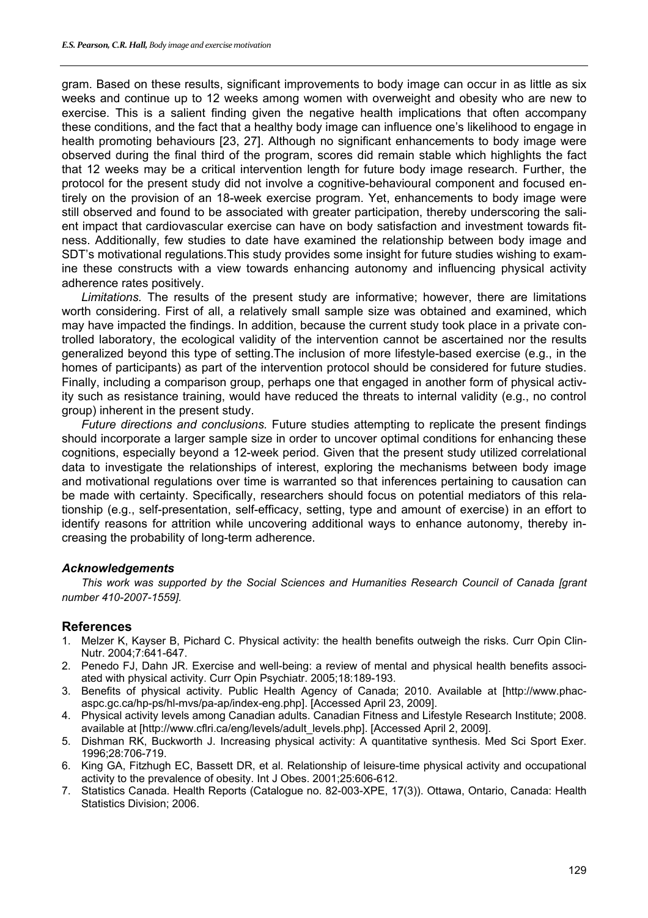gram. Based on these results, significant improvements to body image can occur in as little as six weeks and continue up to 12 weeks among women with overweight and obesity who are new to exercise. This is a salient finding given the negative health implications that often accompany these conditions, and the fact that a healthy body image can influence one's likelihood to engage in health promoting behaviours [23, 27]. Although no significant enhancements to body image were observed during the final third of the program, scores did remain stable which highlights the fact that 12 weeks may be a critical intervention length for future body image research. Further, the protocol for the present study did not involve a cognitive-behavioural component and focused entirely on the provision of an 18-week exercise program. Yet, enhancements to body image were still observed and found to be associated with greater participation, thereby underscoring the salient impact that cardiovascular exercise can have on body satisfaction and investment towards fitness. Additionally, few studies to date have examined the relationship between body image and SDT's motivational regulations.This study provides some insight for future studies wishing to examine these constructs with a view towards enhancing autonomy and influencing physical activity adherence rates positively.

*Limitations.* The results of the present study are informative; however, there are limitations worth considering. First of all, a relatively small sample size was obtained and examined, which may have impacted the findings. In addition, because the current study took place in a private controlled laboratory, the ecological validity of the intervention cannot be ascertained nor the results generalized beyond this type of setting.The inclusion of more lifestyle-based exercise (e.g., in the homes of participants) as part of the intervention protocol should be considered for future studies. Finally, including a comparison group, perhaps one that engaged in another form of physical activity such as resistance training, would have reduced the threats to internal validity (e.g., no control group) inherent in the present study.

*Future directions and conclusions.* Future studies attempting to replicate the present findings should incorporate a larger sample size in order to uncover optimal conditions for enhancing these cognitions, especially beyond a 12-week period. Given that the present study utilized correlational data to investigate the relationships of interest, exploring the mechanisms between body image and motivational regulations over time is warranted so that inferences pertaining to causation can be made with certainty. Specifically, researchers should focus on potential mediators of this relationship (e.g., self-presentation, self-efficacy, setting, type and amount of exercise) in an effort to identify reasons for attrition while uncovering additional ways to enhance autonomy, thereby increasing the probability of long-term adherence.

### *Acknowledgements*

*This work was supported by the Social Sciences and Humanities Research Council of Canada [grant number 410-2007-1559].*

## References

1. Melzer K, Kayser B, Pichard C. Physical activity: the health benefits outweigh the risks. Curr Opin Clin-Nutr. 2004;7:641-647.
2. Penedo FJ, Dahn JR. Exercise and well-being: a review of mental and physical health benefits associated with physical activity. Curr Opin Psychiatr. 2005;18:189-193.
3. Benefits of physical activity. Public Health Agency of Canada; 2010. Available at [http://www.phac-aspc.gc.ca/hp-ps/hl-mvs/pa-ap/index-eng.php]. [Accessed April 23, 2009].
4. Physical activity levels among Canadian adults. Canadian Fitness and Lifestyle Research Institute; 2008. available at [http://www.cflri.ca/eng/levels/adult_levels.php]. [Accessed April 2, 2009].
5. Dishman RK, Buckworth J. Increasing physical activity: A quantitative synthesis. Med Sci Sport Exer. 1996;28:706-719.
6. King GA, Fitzhugh EC, Bassett DR, et al. Relationship of leisure-time physical activity and occupational activity to the prevalence of obesity. Int J Obes. 2001;25:606-612.
7. Statistics Canada. Health Reports (Catalogue no. 82-003-XPE, 17(3)). Ottawa, Ontario, Canada: Health Statistics Division; 2006.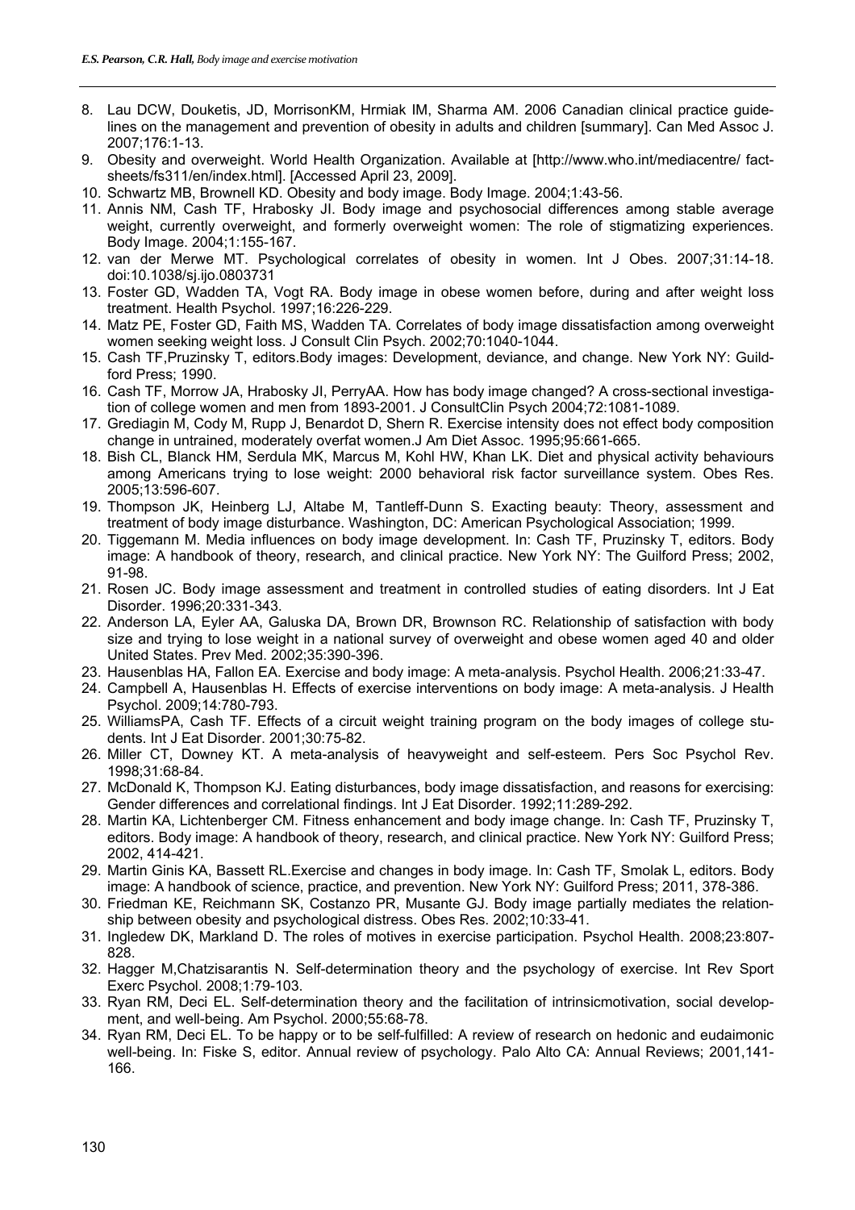8. Lau DCW, Douketis, JD, MorrisonKM, Hrmiak IM, Sharma AM. 2006 Canadian clinical practice guidelines on the management and prevention of obesity in adults and children [summary]. Can Med Assoc J. 2007;176:1-13.
9. Obesity and overweight. World Health Organization. Available at [http://www.who.int/mediacentre/ factsheets/fs311/en/index.html]. [Accessed April 23, 2009].
10. Schwartz MB, Brownell KD. Obesity and body image. Body Image. 2004;1:43-56.
11. Annis NM, Cash TF, Hrabosky JI. Body image and psychosocial differences among stable average weight, currently overweight, and formerly overweight women: The role of stigmatizing experiences. Body Image. 2004;1:155-167.
12. van der Merwe MT. Psychological correlates of obesity in women. Int J Obes. 2007;31:14-18. doi:10.1038/sj.ijo.0803731
13. Foster GD, Wadden TA, Vogt RA. Body image in obese women before, during and after weight loss treatment. Health Psychol. 1997;16:226-229.
14. Matz PE, Foster GD, Faith MS, Wadden TA. Correlates of body image dissatisfaction among overweight women seeking weight loss. J Consult Clin Psych. 2002;70:1040-1044.
15. Cash TF,Pruzinsky T, editors.Body images: Development, deviance, and change. New York NY: Guildford Press; 1990.
16. Cash TF, Morrow JA, Hrabosky JI, PerryAA. How has body image changed? A cross-sectional investigation of college women and men from 1893-2001. J ConsultClin Psych 2004;72:1081-1089.
17. Grediagin M, Cody M, Rupp J, Benardot D, Shern R. Exercise intensity does not effect body composition change in untrained, moderately overfat women.J Am Diet Assoc. 1995;95:661-665.
18. Bish CL, Blanck HM, Serdula MK, Marcus M, Kohl HW, Khan LK. Diet and physical activity behaviours among Americans trying to lose weight: 2000 behavioral risk factor surveillance system. Obes Res. 2005;13:596-607.
19. Thompson JK, Heinberg LJ, Altabe M, Tantleff-Dunn S. Exacting beauty: Theory, assessment and treatment of body image disturbance. Washington, DC: American Psychological Association; 1999.
20. Tiggemann M. Media influences on body image development. In: Cash TF, Pruzinsky T, editors. Body image: A handbook of theory, research, and clinical practice. New York NY: The Guilford Press; 2002, 91-98.
21. Rosen JC. Body image assessment and treatment in controlled studies of eating disorders. Int J Eat Disorder. 1996;20:331-343.
22. Anderson LA, Eyler AA, Galuska DA, Brown DR, Brownson RC. Relationship of satisfaction with body size and trying to lose weight in a national survey of overweight and obese women aged 40 and older United States. Prev Med. 2002;35:390-396.
23. Hausenblas HA, Fallon EA. Exercise and body image: A meta-analysis. Psychol Health. 2006;21:33-47.
24. Campbell A, Hausenblas H. Effects of exercise interventions on body image: A meta-analysis. J Health Psychol. 2009;14:780-793.
25. WilliamsPA, Cash TF. Effects of a circuit weight training program on the body images of college students. Int J Eat Disorder. 2001;30:75-82.
26. Miller CT, Downey KT. A meta-analysis of heavyweight and self-esteem. Pers Soc Psychol Rev. 1998;31:68-84.
27. McDonald K, Thompson KJ. Eating disturbances, body image dissatisfaction, and reasons for exercising: Gender differences and correlational findings. Int J Eat Disorder. 1992;11:289-292.
28. Martin KA, Lichtenberger CM. Fitness enhancement and body image change. In: Cash TF, Pruzinsky T, editors. Body image: A handbook of theory, research, and clinical practice. New York NY: Guilford Press; 2002, 414-421.
29. Martin Ginis KA, Bassett RL.Exercise and changes in body image. In: Cash TF, Smolak L, editors. Body image: A handbook of science, practice, and prevention. New York NY: Guilford Press; 2011, 378-386.
30. Friedman KE, Reichmann SK, Costanzo PR, Musante GJ. Body image partially mediates the relationship between obesity and psychological distress. Obes Res. 2002;10:33-41.
31. Ingledew DK, Markland D. The roles of motives in exercise participation. Psychol Health. 2008;23:807-828.
32. Hagger M,Chatzisarantis N. Self-determination theory and the psychology of exercise. Int Rev Sport Exerc Psychol. 2008;1:79-103.
33. Ryan RM, Deci EL. Self-determination theory and the facilitation of intrinsicmotivation, social development, and well-being. Am Psychol. 2000;55:68-78.
34. Ryan RM, Deci EL. To be happy or to be self-fulfilled: A review of research on hedonic and eudaimonic well-being. In: Fiske S, editor. Annual review of psychology. Palo Alto CA: Annual Reviews; 2001,141-166.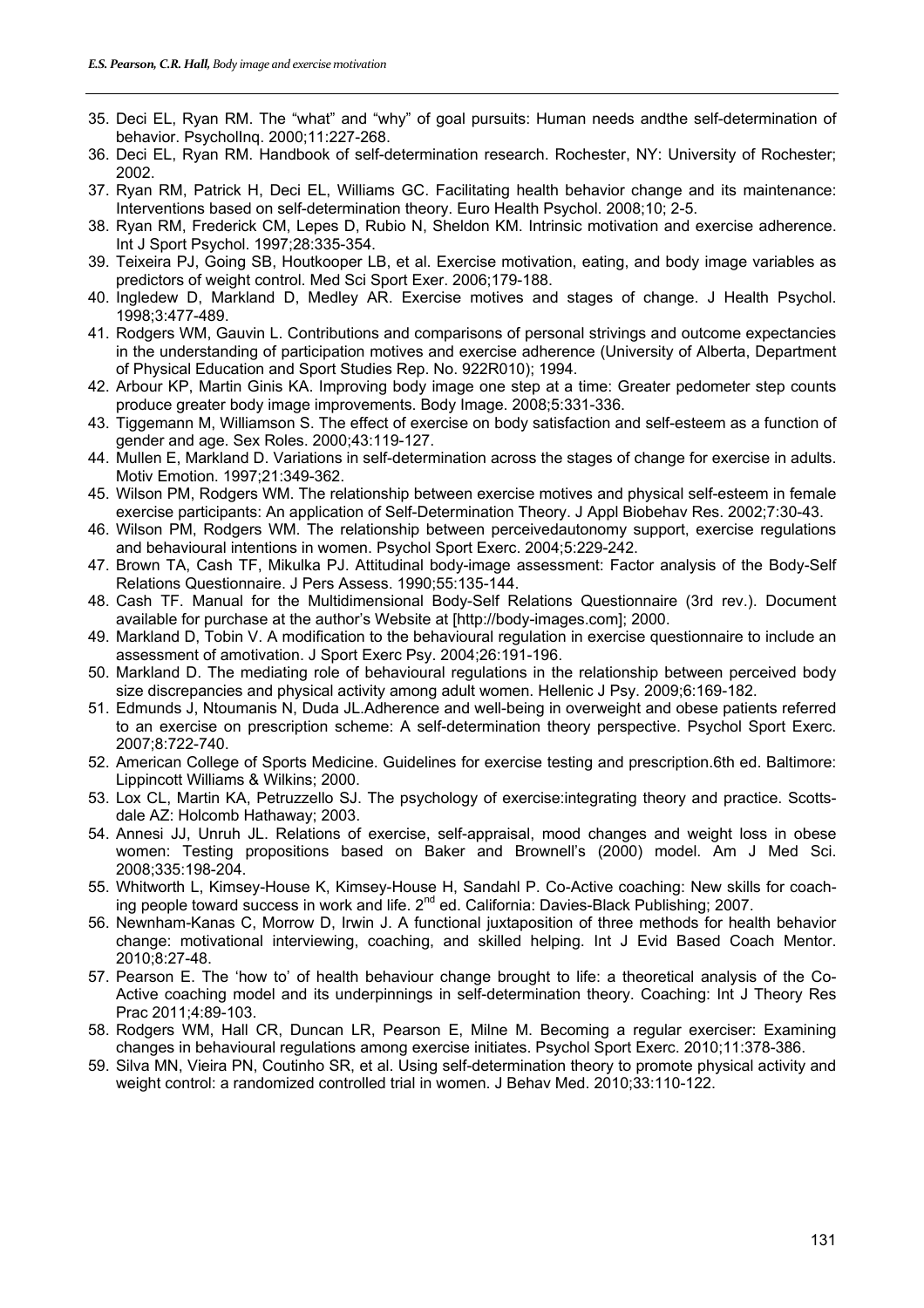35. Deci EL, Ryan RM. The “what” and “why” of goal pursuits: Human needs andthe self-determination of behavior. PsycholInq. 2000;11:227-268.
36. Deci EL, Ryan RM. Handbook of self-determination research. Rochester, NY: University of Rochester; 2002.
37. Ryan RM, Patrick H, Deci EL, Williams GC. Facilitating health behavior change and its maintenance: Interventions based on self-determination theory. Euro Health Psychol. 2008;10; 2-5.
38. Ryan RM, Frederick CM, Lepes D, Rubio N, Sheldon KM. Intrinsic motivation and exercise adherence. Int J Sport Psychol. 1997;28:335-354.
39. Teixeira PJ, Going SB, Houtkooper LB, et al. Exercise motivation, eating, and body image variables as predictors of weight control. Med Sci Sport Exer. 2006;179-188.
40. Ingledew D, Markland D, Medley AR. Exercise motives and stages of change. J Health Psychol. 1998;3:477-489.
41. Rodgers WM, Gauvin L. Contributions and comparisons of personal strivings and outcome expectancies in the understanding of participation motives and exercise adherence (University of Alberta, Department of Physical Education and Sport Studies Rep. No. 922R010); 1994.
42. Arbour KP, Martin Ginis KA. Improving body image one step at a time: Greater pedometer step counts produce greater body image improvements. Body Image. 2008;5:331-336.
43. Tiggemann M, Williamson S. The effect of exercise on body satisfaction and self-esteem as a function of gender and age. Sex Roles. 2000;43:119-127.
44. Mullen E, Markland D. Variations in self-determination across the stages of change for exercise in adults. Motiv Emotion. 1997;21:349-362.
45. Wilson PM, Rodgers WM. The relationship between exercise motives and physical self-esteem in female exercise participants: An application of Self-Determination Theory. J Appl Biobehav Res. 2002;7:30-43.
46. Wilson PM, Rodgers WM. The relationship between perceivedautonomy support, exercise regulations and behavioural intentions in women. Psychol Sport Exerc. 2004;5:229-242.
47. Brown TA, Cash TF, Mikulka PJ. Attitudinal body-image assessment: Factor analysis of the Body-Self Relations Questionnaire. J Pers Assess. 1990;55:135-144.
48. Cash TF. Manual for the Multidimensional Body-Self Relations Questionnaire (3rd rev.). Document available for purchase at the author’s Website at [http://body-images.com]; 2000.
49. Markland D, Tobin V. A modification to the behavioural regulation in exercise questionnaire to include an assessment of amotivation. J Sport Exerc Psy. 2004;26:191-196.
50. Markland D. The mediating role of behavioural regulations in the relationship between perceived body size discrepancies and physical activity among adult women. Hellenic J Psy. 2009;6:169-182.
51. Edmunds J, Ntoumanis N, Duda JL.Adherence and well-being in overweight and obese patients referred to an exercise on prescription scheme: A self-determination theory perspective. Psychol Sport Exerc. 2007;8:722-740.
52. American College of Sports Medicine. Guidelines for exercise testing and prescription.6th ed. Baltimore: Lippincott Williams & Wilkins; 2000.
53. Lox CL, Martin KA, Petruzzello SJ. The psychology of exercise:integrating theory and practice. Scottsdale AZ: Holcomb Hathaway; 2003.
54. Annesi JJ, Unruh JL. Relations of exercise, self-appraisal, mood changes and weight loss in obese women: Testing propositions based on Baker and Brownell’s (2000) model. Am J Med Sci. 2008;335:198-204.
55. Whitworth L, Kimsey-House K, Kimsey-House H, Sandahl P. Co-Active coaching: New skills for coaching people toward success in work and life. 2nd ed. California: Davies-Black Publishing; 2007.
56. Newnham-Kanas C, Morrow D, Irwin J. A functional juxtaposition of three methods for health behavior change: motivational interviewing, coaching, and skilled helping. Int J Evid Based Coach Mentor. 2010;8:27-48.
57. Pearson E. The ‘how to’ of health behaviour change brought to life: a theoretical analysis of the Co-Active coaching model and its underpinnings in self-determination theory. Coaching: Int J Theory Res Prac 2011;4:89-103.
58. Rodgers WM, Hall CR, Duncan LR, Pearson E, Milne M. Becoming a regular exerciser: Examining changes in behavioural regulations among exercise initiates. Psychol Sport Exerc. 2010;11:378-386.
59. Silva MN, Vieira PN, Coutinho SR, et al. Using self-determination theory to promote physical activity and weight control: a randomized controlled trial in women. J Behav Med. 2010;33:110-122.